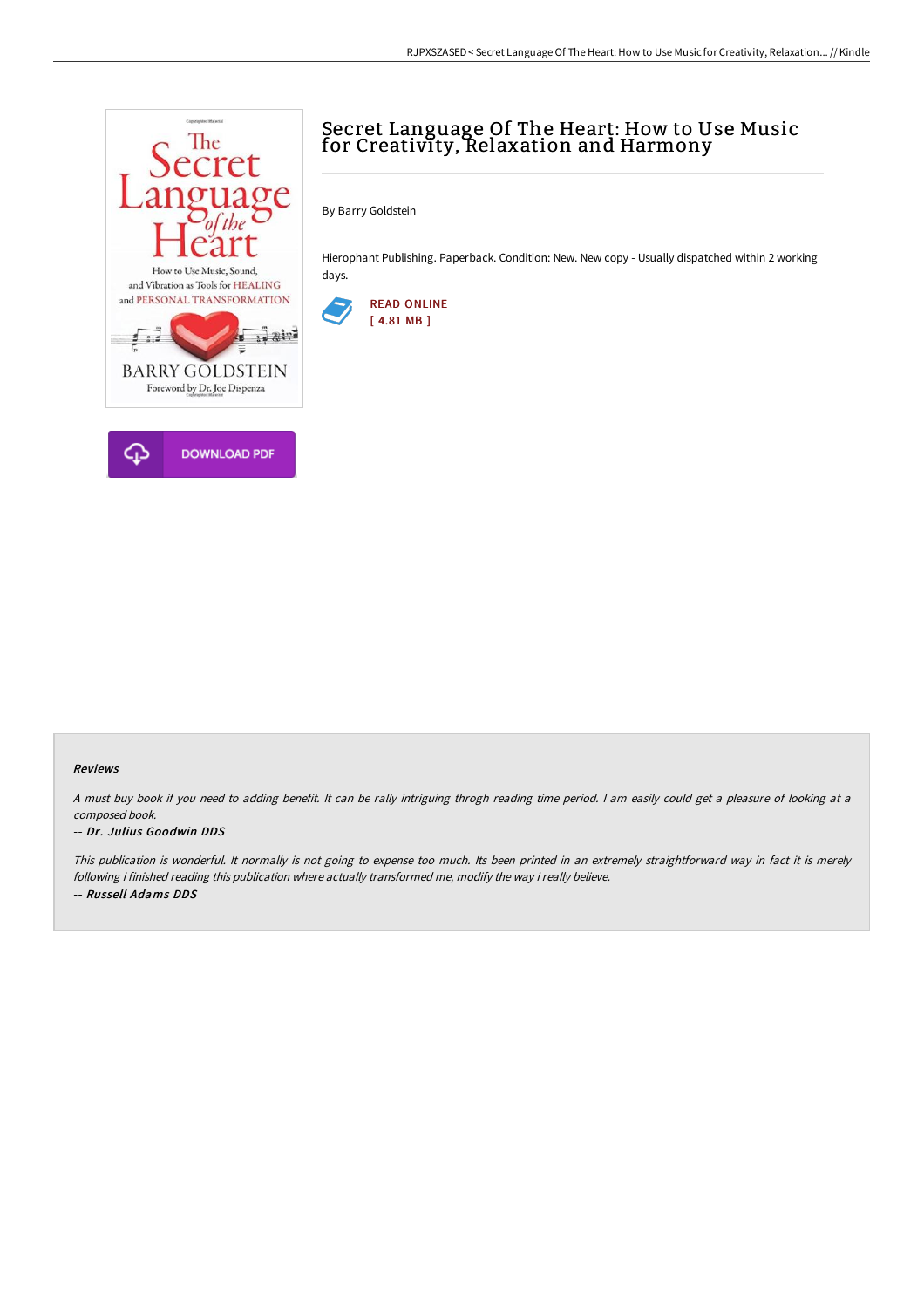# Secret Language Of The Heart: How to Use Music for Creativity, Relaxation and Harmony

By Barry Goldstein

Hierophant Publishing. Paperback. Condition: New. New copy - Usually dispatched within 2 working days.

READ ONLINE
[ 4.81 MB ]

DOWNLOAD PDF

### Reviews

*A must buy book if you need to adding benefit. It can be rally intriguing throgh reading time period. I am easily could get a pleasure of looking at a composed book.*

*-- Dr. Julius Goodwin DDS*

*This publication is wonderful. It normally is not going to expense too much. Its been printed in an extremely straightforward way in fact it is merely following i finished reading this publication where actually transformed me, modify the way i really believe.*

*-- Russell Adams DDS*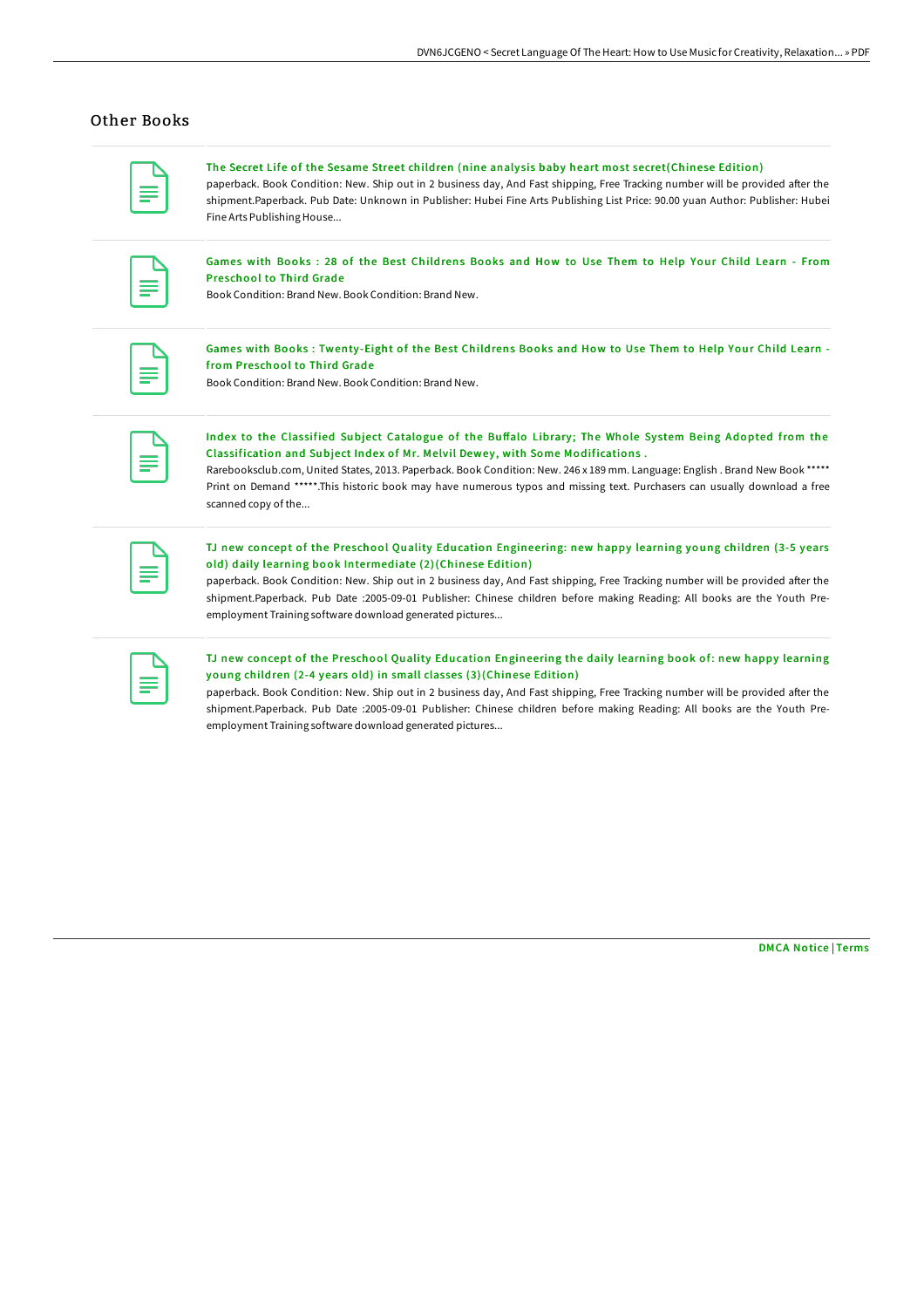## Other Books

**The Secret Life of the Sesame Street children (nine analysis baby heart most secret(Chinese Edition)**

paperback. Book Condition: New. Ship out in 2 business day, And Fast shipping, Free Tracking number will be provided after the shipment.Paperback. Pub Date: Unknown in Publisher: Hubei Fine Arts Publishing List Price: 90.00 yuan Author: Publisher: Hubei Fine Arts Publishing House...

**Games with Books : 28 of the Best Childrens Books and How to Use Them to Help Your Child Learn - From Preschool to Third Grade**

Book Condition: Brand New. Book Condition: Brand New.

**Games with Books : Twenty-Eight of the Best Childrens Books and How to Use Them to Help Your Child Learn - from Preschool to Third Grade**

Book Condition: Brand New. Book Condition: Brand New.

**Index to the Classified Subject Catalogue of the Buffalo Library; The Whole System Being Adopted from the Classification and Subject Index of Mr. Melvil Dewey, with Some Modifications .**

Rarebooksclub.com, United States, 2013. Paperback. Book Condition: New. 246 x 189 mm. Language: English . Brand New Book ***** Print on Demand *****.This historic book may have numerous typos and missing text. Purchasers can usually download a free scanned copy of the...

**TJ new concept of the Preschool Quality Education Engineering: new happy learning young children (3-5 years old) daily learning book Intermediate (2)(Chinese Edition)**

paperback. Book Condition: New. Ship out in 2 business day, And Fast shipping, Free Tracking number will be provided after the shipment.Paperback. Pub Date :2005-09-01 Publisher: Chinese children before making Reading: All books are the Youth Pre-employment Training software download generated pictures...

**TJ new concept of the Preschool Quality Education Engineering the daily learning book of: new happy learning young children (2-4 years old) in small classes (3)(Chinese Edition)**

paperback. Book Condition: New. Ship out in 2 business day, And Fast shipping, Free Tracking number will be provided after the shipment.Paperback. Pub Date :2005-09-01 Publisher: Chinese children before making Reading: All books are the Youth Pre-employment Training software download generated pictures...